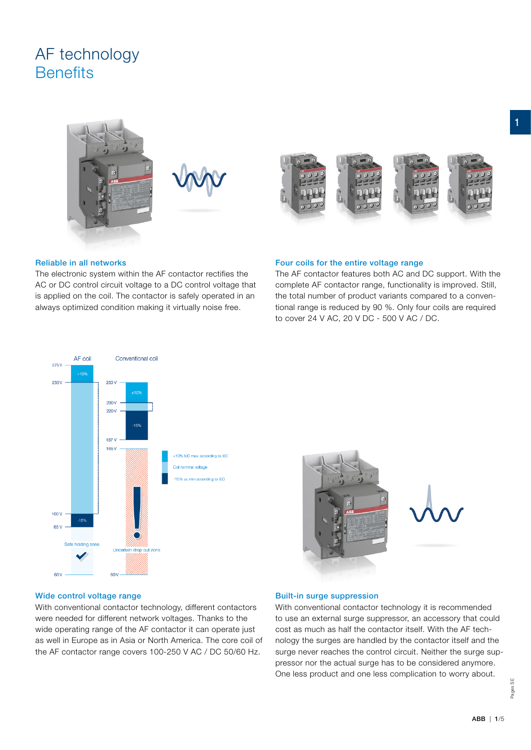# AF technology
## Benefits

### Reliable in all networks

The electronic system within the AF contactor rectifies the AC or DC control circuit voltage to a DC control voltage that is applied on the coil. The contactor is safely operated in an always optimized condition making it virtually noise free.

### Four coils for the entire voltage range

The AF contactor features both AC and DC support. With the complete AF contactor range, functionality is improved. Still, the total number of product variants compared to a conventional range is reduced by 90 %. Only four coils are required to cover 24 V AC, 20 V DC - 500 V AC / DC.

AF coil | Conventional coil

275 V, 250 V, 100 V, 65 V, 60 V | 253 V, 230 V, 220 V, 187 V, 165 V, 60 V

+10% | -15%

+10% UC max according to IEC
Coil nominal voltage
-15% uc min according to IEC

Safe holding zone | Uncertain drop out zone

### Wide control voltage range

With conventional contactor technology, different contactors were needed for different network voltages. Thanks to the wide operating range of the AF contactor it can operate just as well in Europe as in Asia or North America. The core coil of the AF contactor range covers 100-250 V AC / DC 50/60 Hz.

### Built-in surge suppression

With conventional contactor technology it is recommended to use an external surge suppressor, an accessory that could cost as much as half the contactor itself. With the AF technology the surges are handled by the contactor itself and the surge never reaches the control circuit. Neither the surge suppressor nor the actual surge has to be considered anymore. One less product and one less complication to worry about.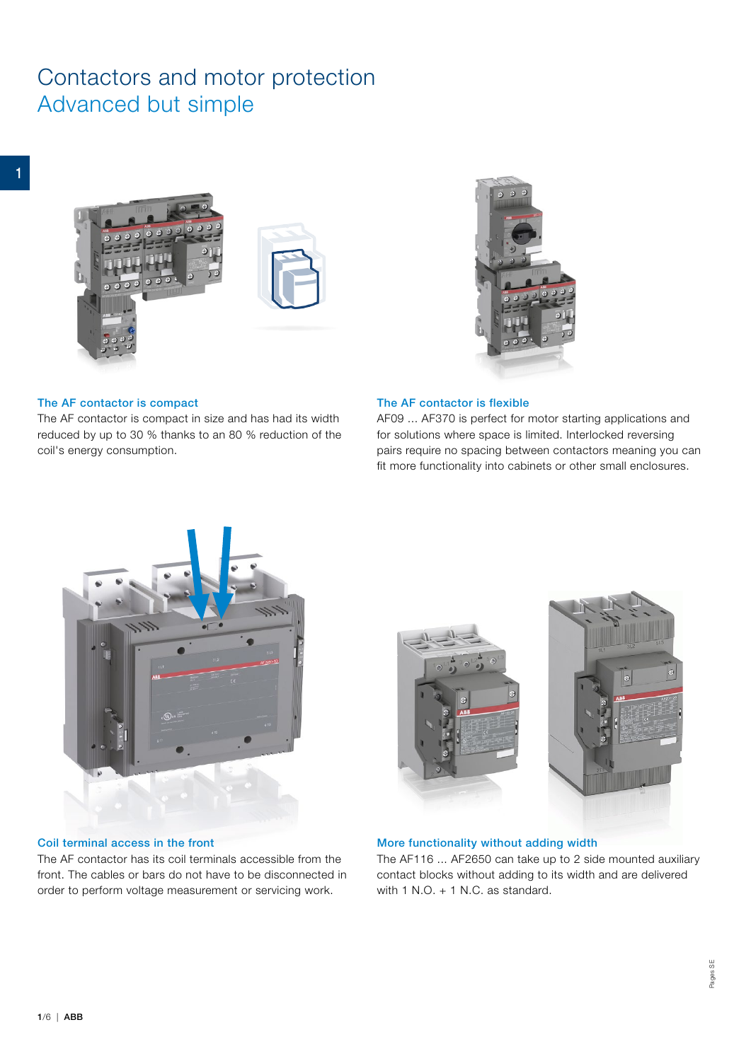# Contactors and motor protection
## Advanced but simple

### The AF contactor is compact

The AF contactor is compact in size and has had its width reduced by up to 30 % thanks to an 80 % reduction of the coil's energy consumption.

### The AF contactor is flexible

AF09 ... AF370 is perfect for motor starting applications and for solutions where space is limited. Interlocked reversing pairs require no spacing between contactors meaning you can fit more functionality into cabinets or other small enclosures.

### Coil terminal access in the front

The AF contactor has its coil terminals accessible from the front. The cables or bars do not have to be disconnected in order to perform voltage measurement or servicing work.

### More functionality without adding width

The AF116 ... AF2650 can take up to 2 side mounted auxiliary contact blocks without adding to its width and are delivered with 1 N.O. + 1 N.C. as standard.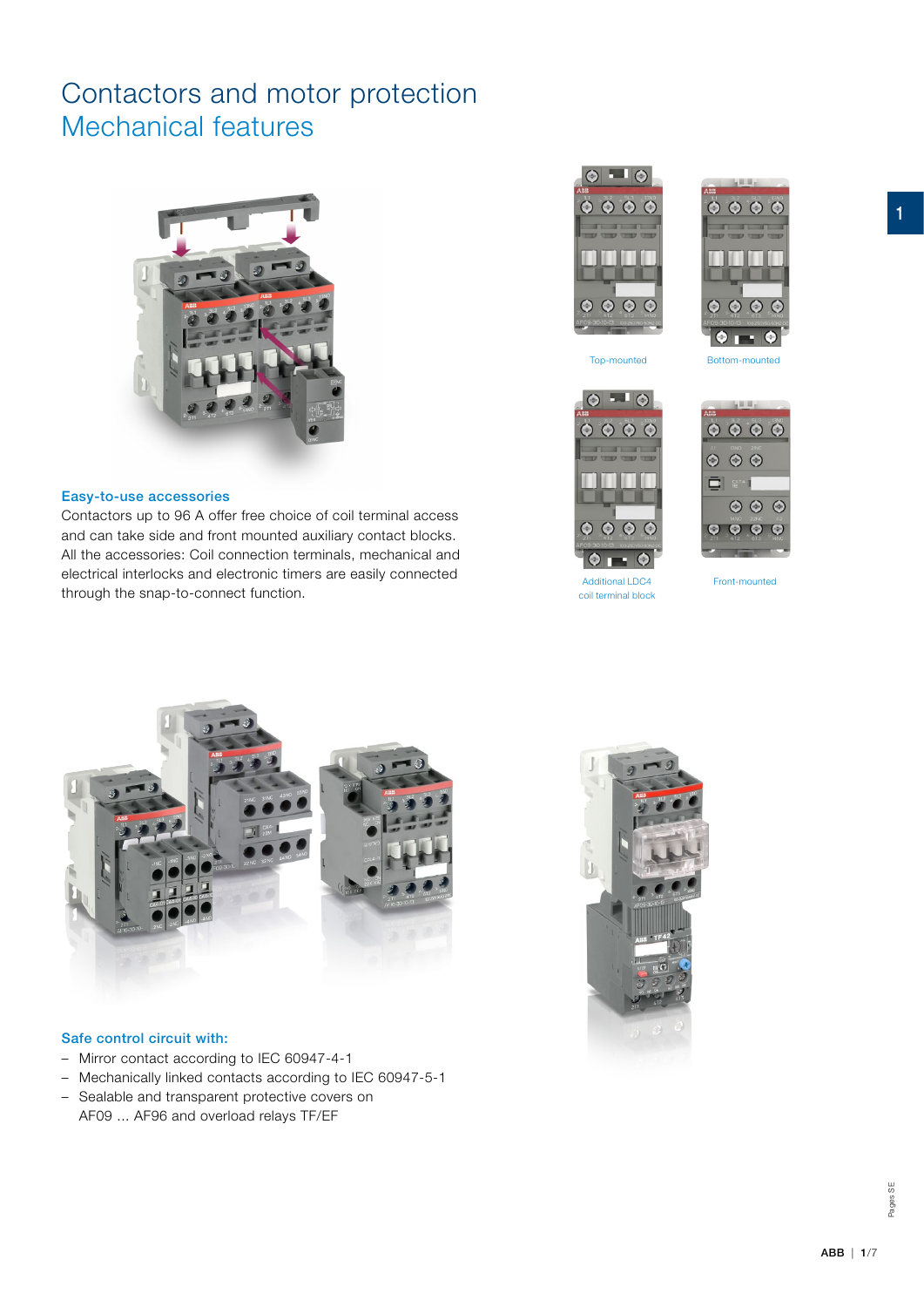# Contactors and motor protection
## Mechanical features

Top-mounted

Bottom-mounted

Additional LDC4 coil terminal block

Front-mounted

### Easy-to-use accessories

Contactors up to 96 A offer free choice of coil terminal access and can take side and front mounted auxiliary contact blocks. All the accessories: Coil connection terminals, mechanical and electrical interlocks and electronic timers are easily connected through the snap-to-connect function.

### Safe control circuit with:

- Mirror contact according to IEC 60947-4-1
- Mechanically linked contacts according to IEC 60947-5-1
- Sealable and transparent protective covers on AF09 ... AF96 and overload relays TF/EF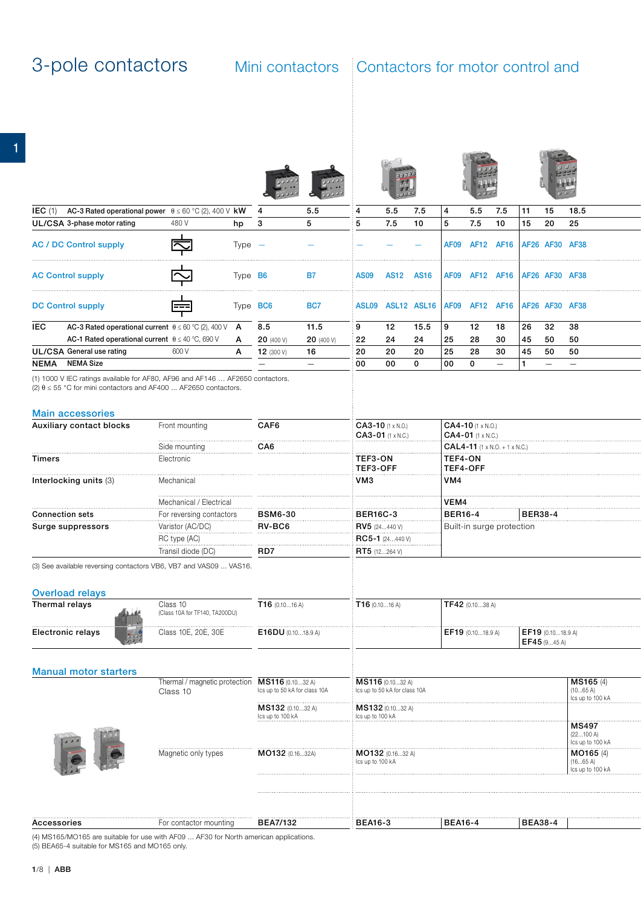# 3-pole contactors

## Mini contactors

## Contactors for motor control and

| | | | | Mini contactors | | Contactors | | | | | | | | |
|---|---|---|---|---|---|---|---|---|---|---|---|---|---|---|
| **IEC** (1) | AC-3 Rated operational power θ ≤ 60 °C (2), 400 V | kW | | 4 | 5.5 | 4 | 5.5 | 7.5 | 4 | 5.5 | 7.5 | 11 | 15 | 18.5 |
| **UL/CSA** | 3-phase motor rating | 480 V | hp | 3 | 5 | 5 | 7.5 | 10 | 5 | 7.5 | 10 | 15 | 20 | 25 |
| **AC / DC Control supply** | | | Type | – | – | – | – | – | AF09 | AF12 | AF16 | AF26 | AF30 | AF38 |
| **AC Control supply** | | | Type | B6 | B7 | AS09 | AS12 | AS16 | AF09 | AF12 | AF16 | AF26 | AF30 | AF38 |
| **DC Control supply** | | | Type | BC6 | BC7 | ASL09 | ASL12 | ASL16 | AF09 | AF12 | AF16 | AF26 | AF30 | AF38 |
| **IEC** | AC-3 Rated operational current θ ≤ 60 °C (2), 400 V | | A | 8.5 | 11.5 | 9 | 12 | 15.5 | 9 | 12 | 18 | 26 | 32 | 38 |
| | AC-1 Rated operational current θ ≤ 40 °C, 690 V | | A | 20 (400 V) | 20 (400 V) | 22 | 24 | 24 | 25 | 28 | 30 | 45 | 50 | 50 |
| **UL/CSA** | General use rating | 600 V | A | 12 (300 V) | 16 | 20 | 20 | 20 | 25 | 28 | 30 | 45 | 50 | 50 |
| **NEMA** | NEMA Size | | | – | – | 00 | 00 | 0 | 00 | 0 | – | 1 | – | – |

(1) 1000 V IEC ratings available for AF80, AF96 and AF146 … AF2650 contactors.
(2) θ ≤ 55 °C for mini contactors and AF400 … AF2650 contactors.

## Main accessories

| | | Mini contactors | AS09…AS16 | AF09…AF16 | AF26…AF38 |
|---|---|---|---|---|---|
| **Auxiliary contact blocks** | Front mounting | **CAF6** | **CA3-10** (1 x N.O.)<br>**CA3-01** (1 x N.C.) | **CA4-10** (1 x N.O.)<br>**CA4-01** (1 x N.C.) | |
| | Side mounting | **CA6** | | **CAL4-11** (1 x N.O. + 1 x N.C.) | |
| **Timers** | Electronic | | **TEF3-ON**<br>**TEF3-OFF** | **TEF4-ON**<br>**TEF4-OFF** | |
| **Interlocking units** (3) | Mechanical | | **VM3** | **VM4** | |
| | Mechanical / Electrical | | | **VEM4** | |
| **Connection sets** | For reversing contactors | **BSM6-30** | **BER16C-3** | **BER16-4** | **BER38-4** |
| **Surge suppressors** | Varistor (AC/DC) | **RV-BC6** | **RV5** (24...440 V) | Built-in surge protection | |
| | RC type (AC) | | **RC5-1** (24...440 V) | | |
| | Transil diode (DC) | **RD7** | **RT5** (12...264 V) | | |

(3) See available reversing contactors VB6, VB7 and VAS09 … VAS16.

## Overload relays

| | | Mini contactors | AS09…AS16 | AF09…AF16 | AF26…AF38 |
|---|---|---|---|---|---|
| **Thermal relays** | Class 10 (Class 10A for TF140, TA200DU) | **T16** (0.10...16 A) | **T16** (0.10...16 A) | **TF42** (0.10...38 A) | |
| **Electronic relays** | Class 10E, 20E, 30E | **E16DU** (0.10...18.9 A) | | **EF19** (0.10...18.9 A) | **EF19** (0.10...18.9 A)<br>**EF45** (9...45 A) |

## Manual motor starters

| | | Mini contactors | AS09…AS16 | AF09…AF16 | AF26…AF38 |
|---|---|---|---|---|---|
| | Thermal / magnetic protection Class 10 | **MS116** (0.10...32 A)<br>Ics up to 50 kA for class 10A | **MS116** (0.10...32 A)<br>Ics up to 50 kA for class 10A | | **MS165** (4)<br>(10...65 A)<br>Ics up to 100 kA |
| | | **MS132** (0.10...32 A)<br>Ics up to 100 kA | **MS132** (0.10...32 A)<br>Ics up to 100 kA | | **MS497**<br>(22...100 A)<br>Ics up to 100 kA |
| | Magnetic only types | **MO132** (0.16...32A) | **MO132** (0.16...32 A)<br>Ics up to 100 kA | | **MO165** (4)<br>(16...65 A)<br>Ics up to 100 kA |
| **Accessories** | For contactor mounting | **BEA7/132** | **BEA16-3** | **BEA16-4** | **BEA38-4** |

(4) MS165/MO165 are suitable for use with AF09 … AF30 for North american applications.
(5) BEA65-4 suitable for MS165 and MO165 only.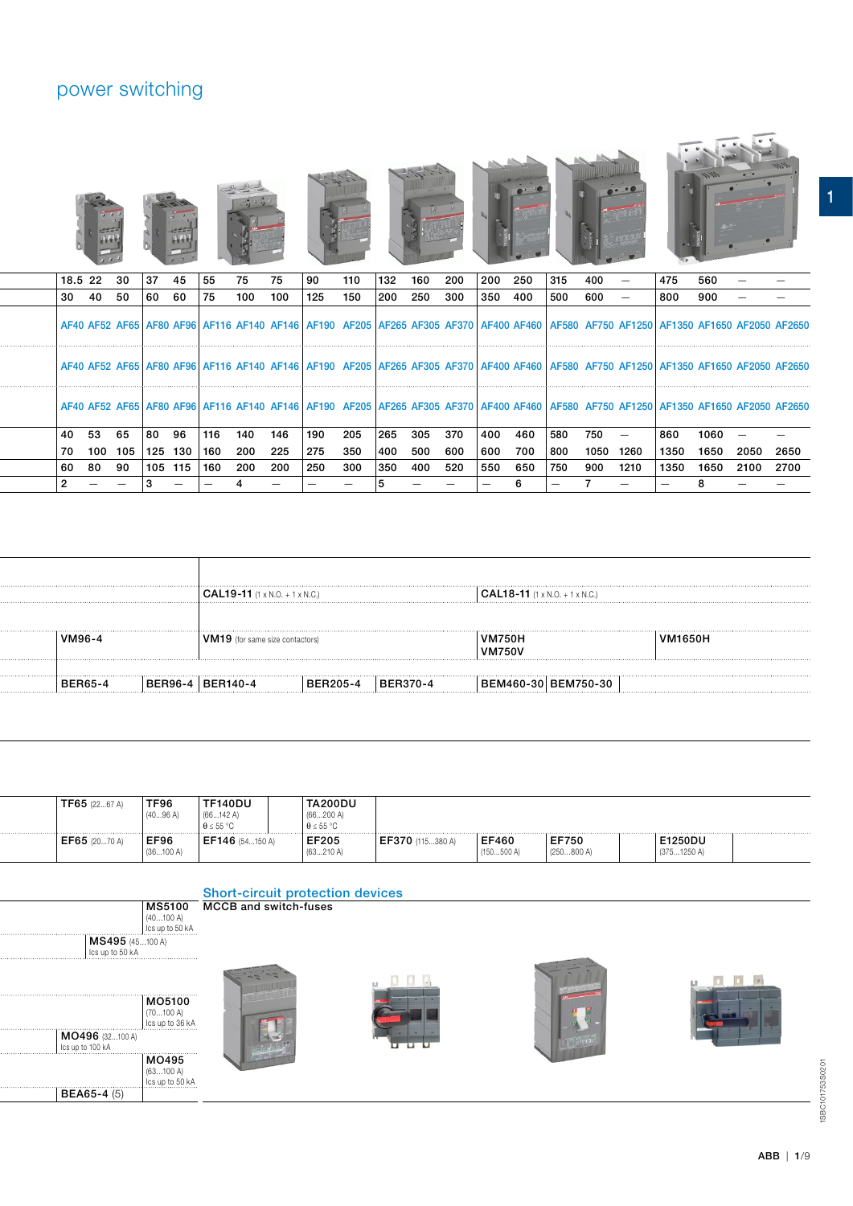## power switching

| | | | | | | | | | | | | | | | | | | | | | | | |
|---|---|---|---|---|---|---|---|---|---|---|---|---|---|---|---|---|---|---|---|---|---|---|---|
| 18.5 | 22 | 30 | 37 | 45 | 55 | 75 | 75 | 90 | 110 | 132 | 160 | 200 | 200 | 250 | 315 | 400 | — | 475 | 560 | — | — |
| 30 | 40 | 50 | 60 | 60 | 75 | 100 | 100 | 125 | 150 | 200 | 250 | 300 | 350 | 400 | 500 | 600 | — | 800 | 900 | — | — |
| AF40 | AF52 | AF65 | AF80 | AF96 | AF116 | AF140 | AF146 | AF190 | AF205 | AF265 | AF305 | AF370 | AF400 | AF460 | AF580 | AF750 | AF1250 | AF1350 | AF1650 | AF2050 | AF2650 |
| AF40 | AF52 | AF65 | AF80 | AF96 | AF116 | AF140 | AF146 | AF190 | AF205 | AF265 | AF305 | AF370 | AF400 | AF460 | AF580 | AF750 | AF1250 | AF1350 | AF1650 | AF2050 | AF2650 |
| AF40 | AF52 | AF65 | AF80 | AF96 | AF116 | AF140 | AF146 | AF190 | AF205 | AF265 | AF305 | AF370 | AF400 | AF460 | AF580 | AF750 | AF1250 | AF1350 | AF1650 | AF2050 | AF2650 |
| 40 | 53 | 65 | 80 | 96 | 116 | 140 | 146 | 190 | 205 | 265 | 305 | 370 | 400 | 460 | 580 | 750 | — | 860 | 1060 | — | — |
| 70 | 100 | 105 | 125 | 130 | 160 | 200 | 225 | 275 | 350 | 400 | 500 | 600 | 600 | 700 | 800 | 1050 | 1260 | 1350 | 1650 | 2050 | 2650 |
| 60 | 80 | 90 | 105 | 115 | 160 | 200 | 200 | 250 | 300 | 350 | 400 | 520 | 550 | 650 | 750 | 900 | 1210 | 1350 | 1650 | 2100 | 2700 |
| 2 | — | — | 3 | — | — | 4 | — | — | — | 5 | — | — | — | 6 | — | 7 | — | — | 8 | — | — |

| | | | | | |
|---|---|---|---|---|---|
| | | CAL19-11 (1 x N.O. + 1 x N.C.) | | CAL18-11 (1 x N.O. + 1 x N.C.) | |
| VM96-4 | | VM19 (for same size contactors) | | VM750H VM750V | VM1650H |
| BER65-4 | BER96-4 | BER140-4 | BER205-4 | BER370-4 | BEM460-30 | BEM750-30 |

| | | | | | | | |
|---|---|---|---|---|---|---|---|
| TF65 (22...67 A) | TF96 (40...96 A) | TF140DU (66...142 A) θ ≤ 55 °C | TA200DU (66...200 A) θ ≤ 55 °C | | | | |
| EF65 (20...70 A) | EF96 (36...100 A) | EF146 (54...150 A) | EF205 (63...210 A) | EF370 (115...380 A) | EF460 (150...500 A) | EF750 (250...800 A) | E1250DU (375...1250 A) |

MS5100 (40...100 A) Ics up to 50 kA

MS495 (45...100 A) Ics up to 50 kA

MO5100 (70...100 A) Ics up to 36 kA

MO496 (32...100 A) Ics up to 100 kA

MO495 (63...100 A) Ics up to 50 kA

BEA65-4 (5)

**Short-circuit protection devices**

MCCB and switch-fuses